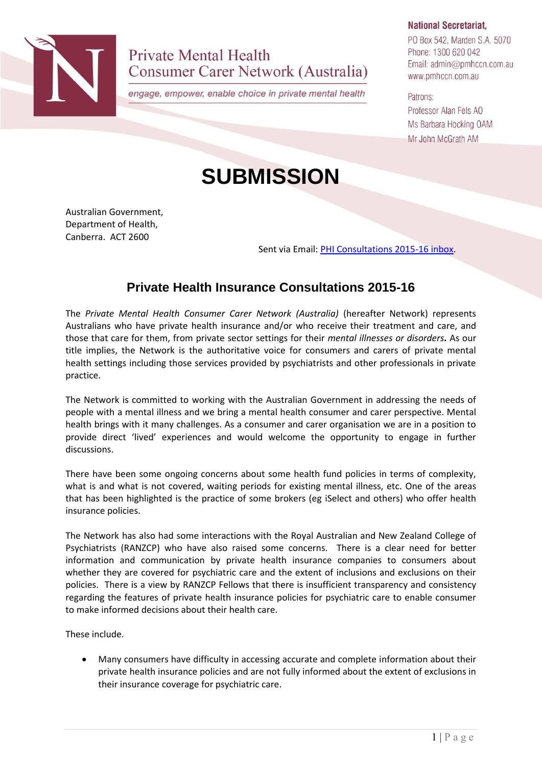Private Mental Health Consumer Carer Network (Australia)

*engage, empower, enable choice in private mental health*

**National Secretariat,**
PO Box 542, Marden S.A. 5070
Phone: 1300 620 042
Email: admin@pmhccn.com.au
www.pmhccn.com.au

Patrons:
Professor Alan Fels AO
Ms Barbara Hocking OAM
Mr John McGrath AM

# SUBMISSION

Australian Government,
Department of Health,
Canberra. ACT 2600

Sent via Email: PHI Consultations 2015-16 inbox.

## Private Health Insurance Consultations 2015-16

The *Private Mental Health Consumer Carer Network (Australia)* (hereafter Network) represents Australians who have private health insurance and/or who receive their treatment and care, and those that care for them, from private sector settings for their *mental illnesses or disorders.* As our title implies, the Network is the authoritative voice for consumers and carers of private mental health settings including those services provided by psychiatrists and other professionals in private practice.

The Network is committed to working with the Australian Government in addressing the needs of people with a mental illness and we bring a mental health consumer and carer perspective. Mental health brings with it many challenges. As a consumer and carer organisation we are in a position to provide direct 'lived' experiences and would welcome the opportunity to engage in further discussions.

There have been some ongoing concerns about some health fund policies in terms of complexity, what is and what is not covered, waiting periods for existing mental illness, etc. One of the areas that has been highlighted is the practice of some brokers (eg iSelect and others) who offer health insurance policies.

The Network has also had some interactions with the Royal Australian and New Zealand College of Psychiatrists (RANZCP) who have also raised some concerns. There is a clear need for better information and communication by private health insurance companies to consumers about whether they are covered for psychiatric care and the extent of inclusions and exclusions on their policies. There is a view by RANZCP Fellows that there is insufficient transparency and consistency regarding the features of private health insurance policies for psychiatric care to enable consumer to make informed decisions about their health care.

These include.

- Many consumers have difficulty in accessing accurate and complete information about their private health insurance policies and are not fully informed about the extent of exclusions in their insurance coverage for psychiatric care.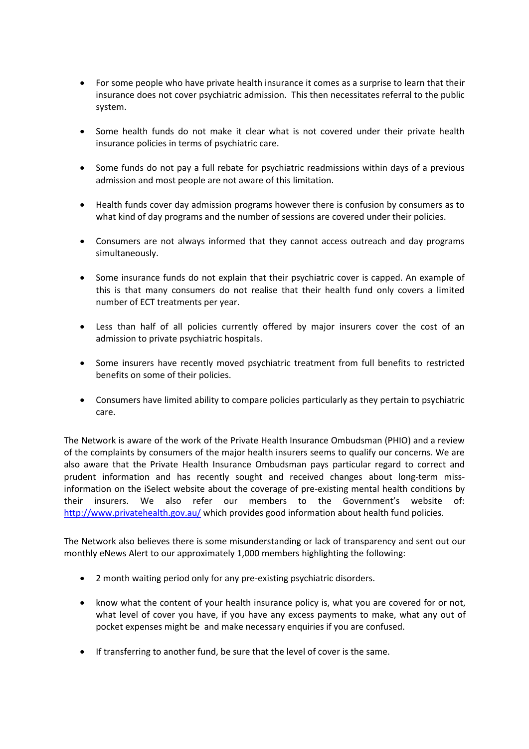- For some people who have private health insurance it comes as a surprise to learn that their insurance does not cover psychiatric admission. This then necessitates referral to the public system.

- Some health funds do not make it clear what is not covered under their private health insurance policies in terms of psychiatric care.

- Some funds do not pay a full rebate for psychiatric readmissions within days of a previous admission and most people are not aware of this limitation.

- Health funds cover day admission programs however there is confusion by consumers as to what kind of day programs and the number of sessions are covered under their policies.

- Consumers are not always informed that they cannot access outreach and day programs simultaneously.

- Some insurance funds do not explain that their psychiatric cover is capped. An example of this is that many consumers do not realise that their health fund only covers a limited number of ECT treatments per year.

- Less than half of all policies currently offered by major insurers cover the cost of an admission to private psychiatric hospitals.

- Some insurers have recently moved psychiatric treatment from full benefits to restricted benefits on some of their policies.

- Consumers have limited ability to compare policies particularly as they pertain to psychiatric care.

The Network is aware of the work of the Private Health Insurance Ombudsman (PHIO) and a review of the complaints by consumers of the major health insurers seems to qualify our concerns. We are also aware that the Private Health Insurance Ombudsman pays particular regard to correct and prudent information and has recently sought and received changes about long-term miss-information on the iSelect website about the coverage of pre-existing mental health conditions by their insurers. We also refer our members to the Government's website of: [http://www.privatehealth.gov.au/](http://www.privatehealth.gov.au/) which provides good information about health fund policies.

The Network also believes there is some misunderstanding or lack of transparency and sent out our monthly eNews Alert to our approximately 1,000 members highlighting the following:

- 2 month waiting period only for any pre-existing psychiatric disorders.

- know what the content of your health insurance policy is, what you are covered for or not, what level of cover you have, if you have any excess payments to make, what any out of pocket expenses might be and make necessary enquiries if you are confused.

- If transferring to another fund, be sure that the level of cover is the same.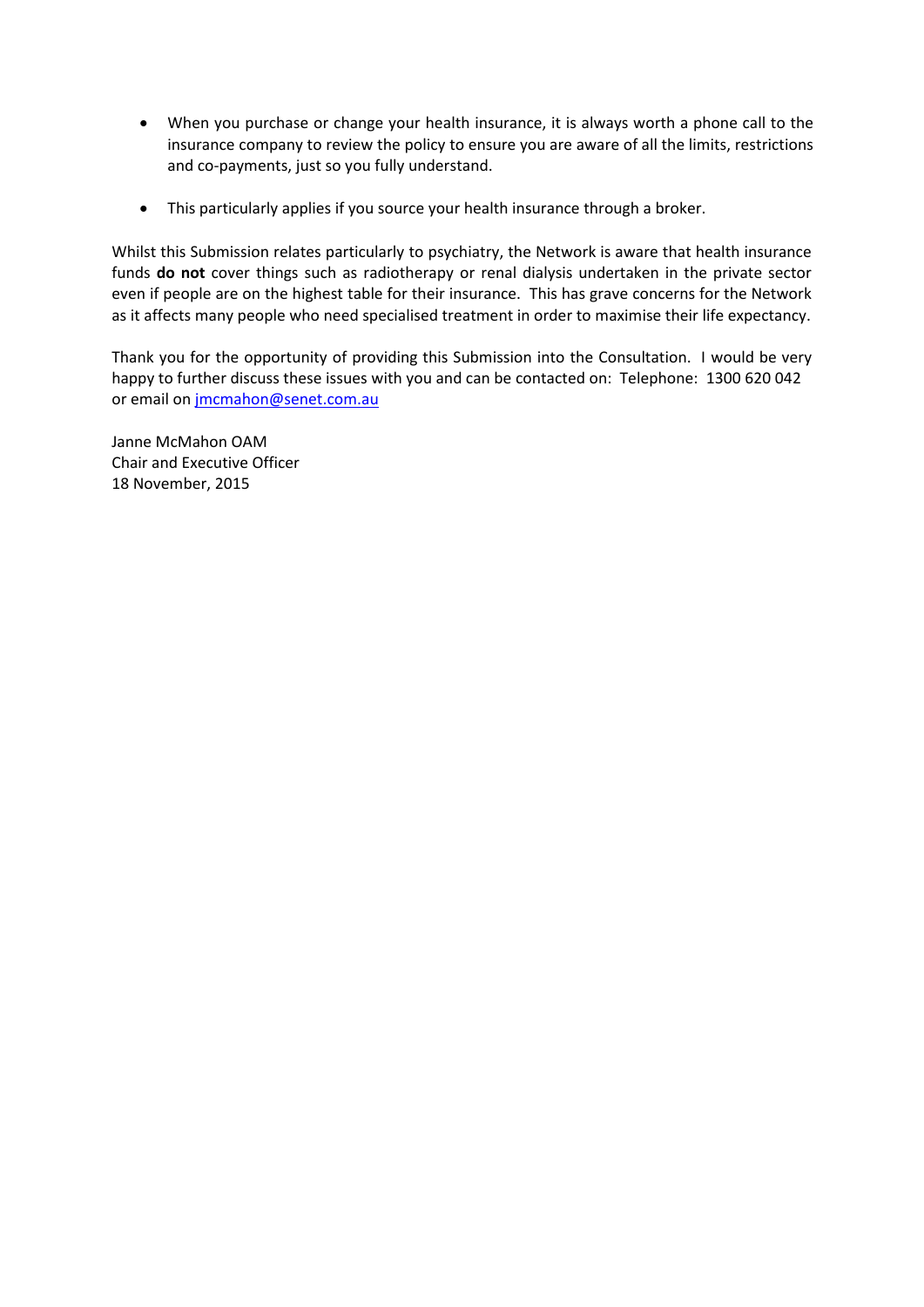- When you purchase or change your health insurance, it is always worth a phone call to the insurance company to review the policy to ensure you are aware of all the limits, restrictions and co-payments, just so you fully understand.

- This particularly applies if you source your health insurance through a broker.

Whilst this Submission relates particularly to psychiatry, the Network is aware that health insurance funds **do not** cover things such as radiotherapy or renal dialysis undertaken in the private sector even if people are on the highest table for their insurance. This has grave concerns for the Network as it affects many people who need specialised treatment in order to maximise their life expectancy.

Thank you for the opportunity of providing this Submission into the Consultation. I would be very happy to further discuss these issues with you and can be contacted on: Telephone: 1300 620 042 or email on jmcmahon@senet.com.au

Janne McMahon OAM
Chair and Executive Officer
18 November, 2015